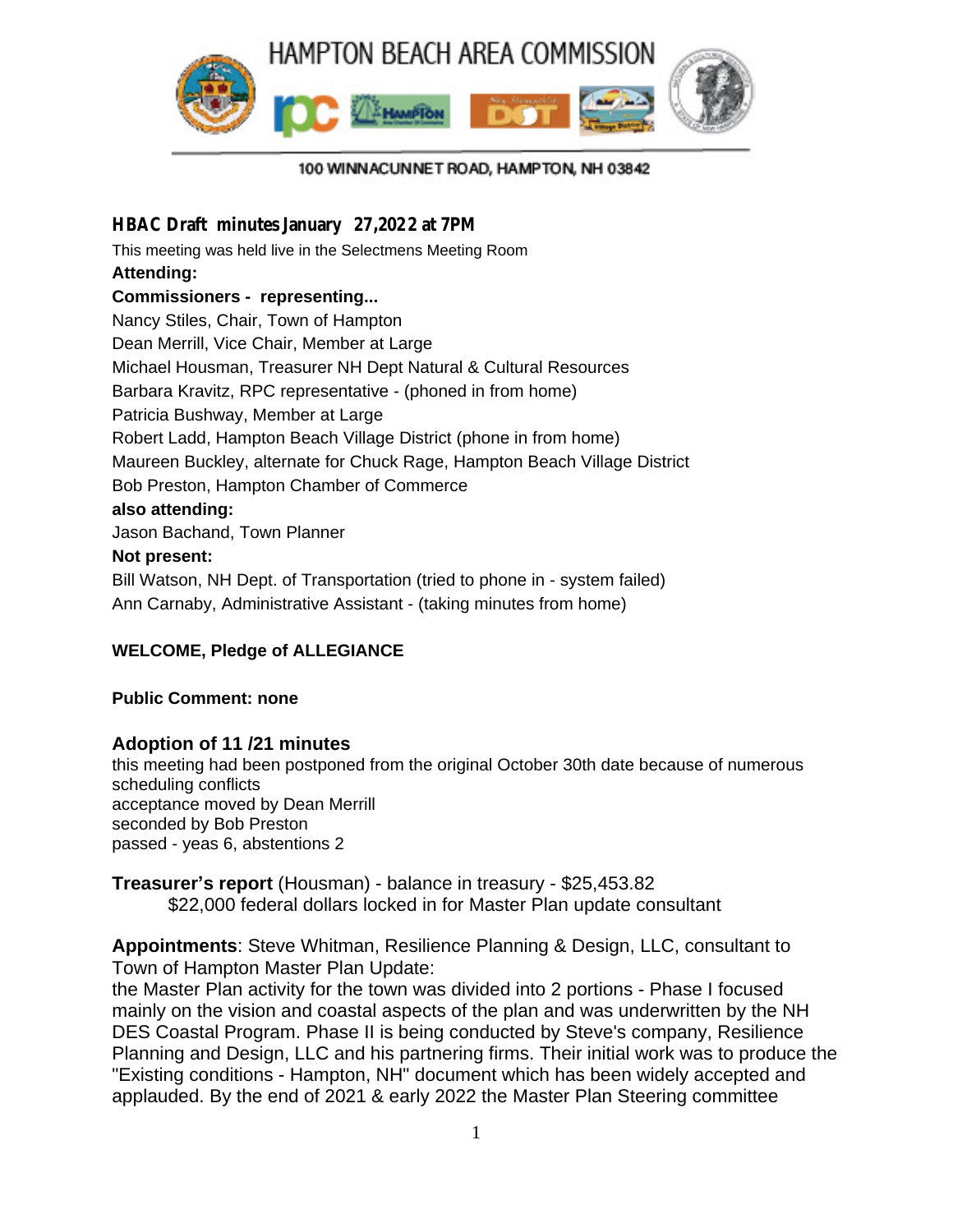# HAMPTON BEACH AREA COMMISSION

100 WINNACUNNET ROAD, HAMPTON, NH 03842

## HBAC Draft minutes January 27,2022 at 7PM

This meeting was held live in the Selectmens Meeting Room

**Attending:**

**Commissioners - representing...**

Nancy Stiles, Chair, Town of Hampton
Dean Merrill, Vice Chair, Member at Large
Michael Housman, Treasurer NH Dept Natural & Cultural Resources
Barbara Kravitz, RPC representative - (phoned in from home)
Patricia Bushway, Member at Large
Robert Ladd, Hampton Beach Village District (phone in from home)
Maureen Buckley, alternate for Chuck Rage, Hampton Beach Village District
Bob Preston, Hampton Chamber of Commerce

**also attending:**

Jason Bachand, Town Planner

**Not present:**

Bill Watson, NH Dept. of Transportation (tried to phone in - system failed)
Ann Carnaby, Administrative Assistant - (taking minutes from home)

**WELCOME, Pledge of ALLEGIANCE**

**Public Comment: none**

### Adoption of 11 /21 minutes

this meeting had been postponed from the original October 30th date because of numerous scheduling conflicts
acceptance moved by Dean Merrill
seconded by Bob Preston
passed - yeas 6, abstentions 2

**Treasurer's report** (Housman) - balance in treasury - $25,453.82
$22,000 federal dollars locked in for Master Plan update consultant

**Appointments**: Steve Whitman, Resilience Planning & Design, LLC, consultant to Town of Hampton Master Plan Update:
the Master Plan activity for the town was divided into 2 portions - Phase I focused mainly on the vision and coastal aspects of the plan and was underwritten by the NH DES Coastal Program. Phase II is being conducted by Steve's company, Resilience Planning and Design, LLC and his partnering firms. Their initial work was to produce the "Existing conditions - Hampton, NH" document which has been widely accepted and applauded. By the end of 2021 & early 2022 the Master Plan Steering committee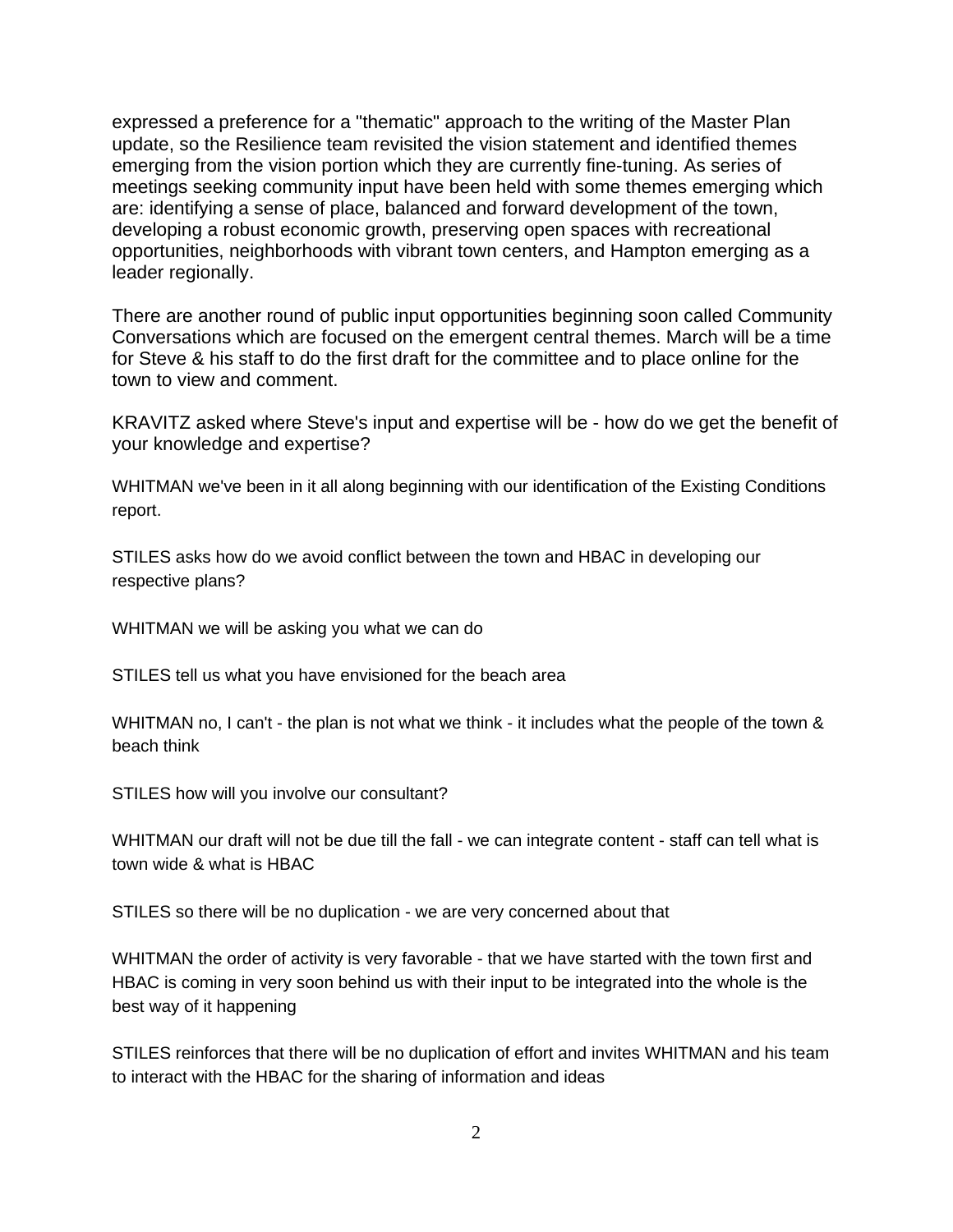expressed a preference for a "thematic" approach to the writing of the Master Plan update, so the Resilience team revisited the vision statement and identified themes emerging from the vision portion which they are currently fine-tuning. As series of meetings seeking community input have been held with some themes emerging which are: identifying a sense of place, balanced and forward development of the town, developing a robust economic growth, preserving open spaces with recreational opportunities, neighborhoods with vibrant town centers, and Hampton emerging as a leader regionally.

There are another round of public input opportunities beginning soon called Community Conversations which are focused on the emergent central themes. March will be a time for Steve & his staff to do the first draft for the committee and to place online for the town to view and comment.

KRAVITZ asked where Steve's input and expertise will be - how do we get the benefit of your knowledge and expertise?

WHITMAN we've been in it all along beginning with our identification of the Existing Conditions report.

STILES asks how do we avoid conflict between the town and HBAC in developing our respective plans?

WHITMAN we will be asking you what we can do

STILES tell us what you have envisioned for the beach area

WHITMAN no, I can't - the plan is not what we think - it includes what the people of the town & beach think

STILES how will you involve our consultant?

WHITMAN our draft will not be due till the fall - we can integrate content - staff can tell what is town wide & what is HBAC

STILES so there will be no duplication - we are very concerned about that

WHITMAN the order of activity is very favorable - that we have started with the town first and HBAC is coming in very soon behind us with their input to be integrated into the whole is the best way of it happening

STILES reinforces that there will be no duplication of effort and invites WHITMAN and his team to interact with the HBAC for the sharing of information and ideas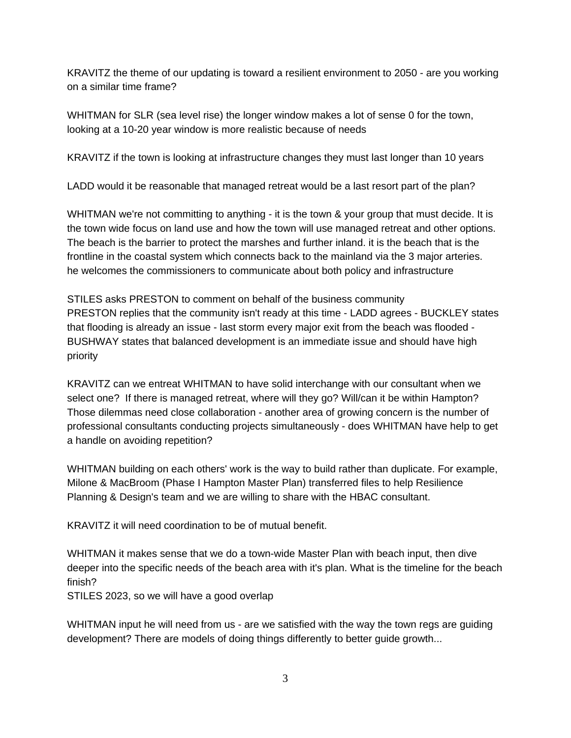KRAVITZ the theme of our updating is toward a resilient environment to 2050 - are you working on a similar time frame?

WHITMAN for SLR (sea level rise) the longer window makes a lot of sense 0 for the town, looking at a 10-20 year window is more realistic because of needs

KRAVITZ if the town is looking at infrastructure changes they must last longer than 10 years

LADD would it be reasonable that managed retreat would be a last resort part of the plan?

WHITMAN we're not committing to anything - it is the town & your group that must decide. It is the town wide focus on land use and how the town will use managed retreat and other options. The beach is the barrier to protect the marshes and further inland. it is the beach that is the frontline in the coastal system which connects back to the mainland via the 3 major arteries. he welcomes the commissioners to communicate about both policy and infrastructure

STILES asks PRESTON to comment on behalf of the business community
PRESTON replies that the community isn't ready at this time - LADD agrees - BUCKLEY states that flooding is already an issue - last storm every major exit from the beach was flooded - BUSHWAY states that balanced development is an immediate issue and should have high priority

KRAVITZ can we entreat WHITMAN to have solid interchange with our consultant when we select one? If there is managed retreat, where will they go? Will/can it be within Hampton? Those dilemmas need close collaboration - another area of growing concern is the number of professional consultants conducting projects simultaneously - does WHITMAN have help to get a handle on avoiding repetition?

WHITMAN building on each others' work is the way to build rather than duplicate. For example, Milone & MacBroom (Phase I Hampton Master Plan) transferred files to help Resilience Planning & Design's team and we are willing to share with the HBAC consultant.

KRAVITZ it will need coordination to be of mutual benefit.

WHITMAN it makes sense that we do a town-wide Master Plan with beach input, then dive deeper into the specific needs of the beach area with it's plan. What is the timeline for the beach finish?
STILES 2023, so we will have a good overlap

WHITMAN input he will need from us - are we satisfied with the way the town regs are guiding development? There are models of doing things differently to better guide growth...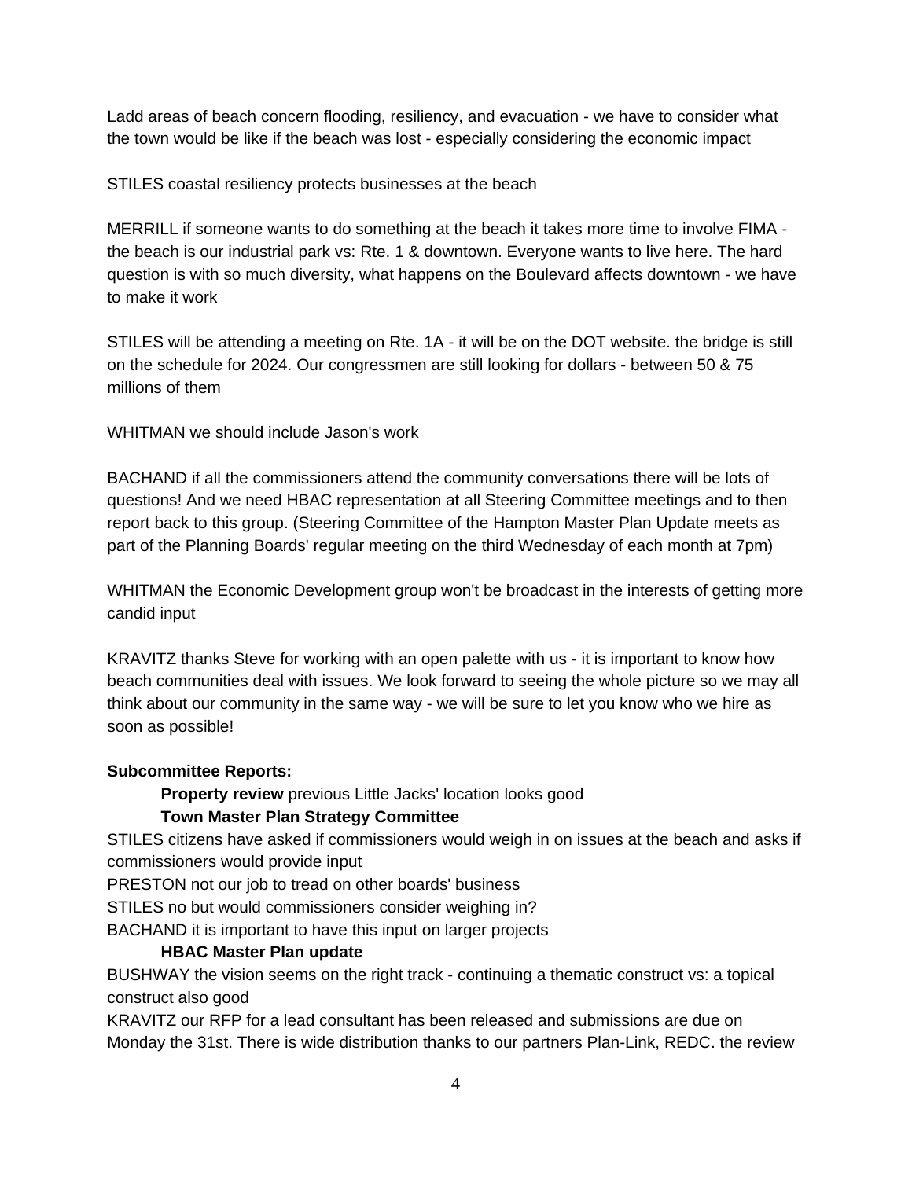Ladd areas of beach concern flooding, resiliency, and evacuation - we have to consider what the town would be like if the beach was lost - especially considering the economic impact

STILES coastal resiliency protects businesses at the beach

MERRILL if someone wants to do something at the beach it takes more time to involve FIMA - the beach is our industrial park vs: Rte. 1 & downtown. Everyone wants to live here. The hard question is with so much diversity, what happens on the Boulevard affects downtown - we have to make it work

STILES will be attending a meeting on Rte. 1A - it will be on the DOT website. the bridge is still on the schedule for 2024. Our congressmen are still looking for dollars - between 50 & 75 millions of them

WHITMAN we should include Jason's work

BACHAND if all the commissioners attend the community conversations there will be lots of questions! And we need HBAC representation at all Steering Committee meetings and to then report back to this group. (Steering Committee of the Hampton Master Plan Update meets as part of the Planning Boards' regular meeting on the third Wednesday of each month at 7pm)

WHITMAN the Economic Development group won't be broadcast in the interests of getting more candid input

KRAVITZ thanks Steve for working with an open palette with us - it is important to know how beach communities deal with issues. We look forward to seeing the whole picture so we may all think about our community in the same way - we will be sure to let you know who we hire as soon as possible!

**Subcommittee Reports:**

**Property review** previous Little Jacks' location looks good

**Town Master Plan Strategy Committee**

STILES citizens have asked if commissioners would weigh in on issues at the beach and asks if commissioners would provide input
PRESTON not our job to tread on other boards' business
STILES no but would commissioners consider weighing in?
BACHAND it is important to have this input on larger projects

**HBAC Master Plan update**

BUSHWAY the vision seems on the right track - continuing a thematic construct vs: a topical construct also good
KRAVITZ our RFP for a lead consultant has been released and submissions are due on Monday the 31st. There is wide distribution thanks to our partners Plan-Link, REDC. the review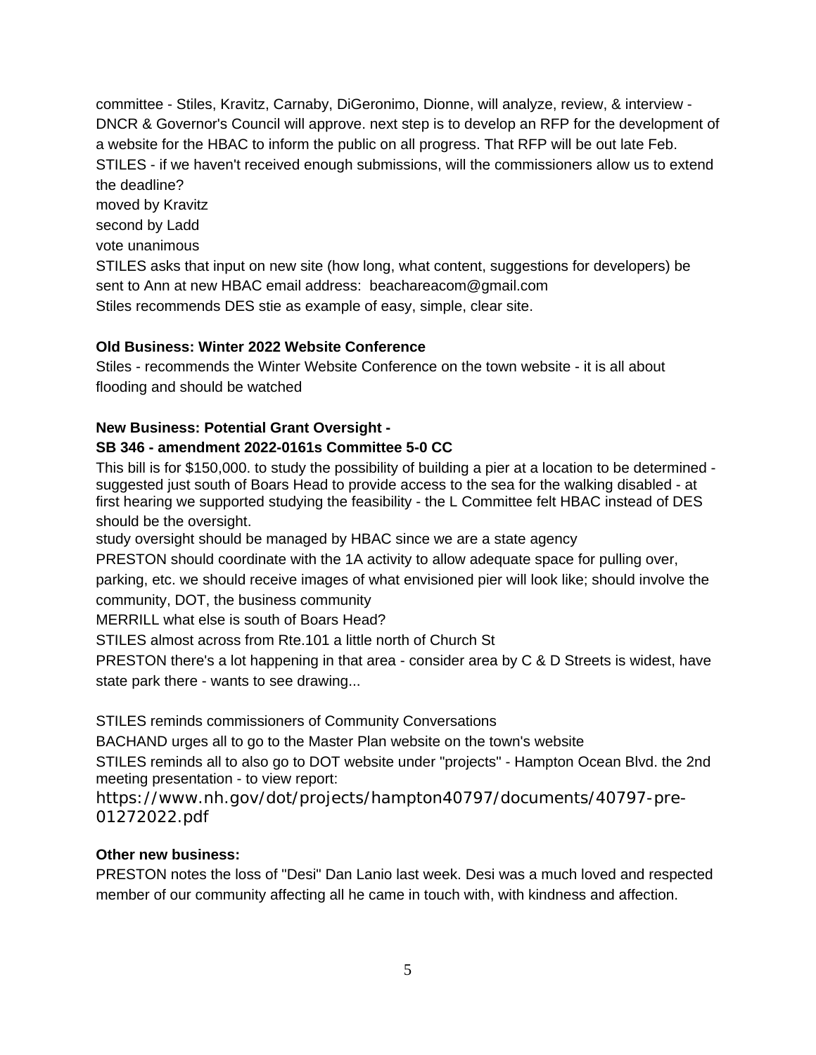committee - Stiles, Kravitz, Carnaby, DiGeronimo, Dionne, will analyze, review, & interview - DNCR & Governor's Council will approve. next step is to develop an RFP for the development of a website for the HBAC to inform the public on all progress. That RFP will be out late Feb.
STILES - if we haven't received enough submissions, will the commissioners allow us to extend the deadline?
moved by Kravitz
second by Ladd
vote unanimous
STILES asks that input on new site (how long, what content, suggestions for developers) be sent to Ann at new HBAC email address: beachareacom@gmail.com
Stiles recommends DES stie as example of easy, simple, clear site.

**Old Business: Winter 2022 Website Conference**

Stiles - recommends the Winter Website Conference on the town website - it is all about flooding and should be watched

**New Business: Potential Grant Oversight -**
**SB 346 - amendment 2022-0161s Committee 5-0 CC**

This bill is for $150,000. to study the possibility of building a pier at a location to be determined - suggested just south of Boars Head to provide access to the sea for the walking disabled - at first hearing we supported studying the feasibility - the L Committee felt HBAC instead of DES should be the oversight.
study oversight should be managed by HBAC since we are a state agency
PRESTON should coordinate with the 1A activity to allow adequate space for pulling over, parking, etc. we should receive images of what envisioned pier will look like; should involve the community, DOT, the business community
MERRILL what else is south of Boars Head?
STILES almost across from Rte.101 a little north of Church St
PRESTON there's a lot happening in that area - consider area by C & D Streets is widest, have state park there - wants to see drawing...

STILES reminds commissioners of Community Conversations
BACHAND urges all to go to the Master Plan website on the town's website
STILES reminds all to also go to DOT website under "projects" - Hampton Ocean Blvd. the 2nd meeting presentation - to view report:
https://www.nh.gov/dot/projects/hampton40797/documents/40797-pre-01272022.pdf

**Other new business:**

PRESTON notes the loss of "Desi" Dan Lanio last week. Desi was a much loved and respected member of our community affecting all he came in touch with, with kindness and affection.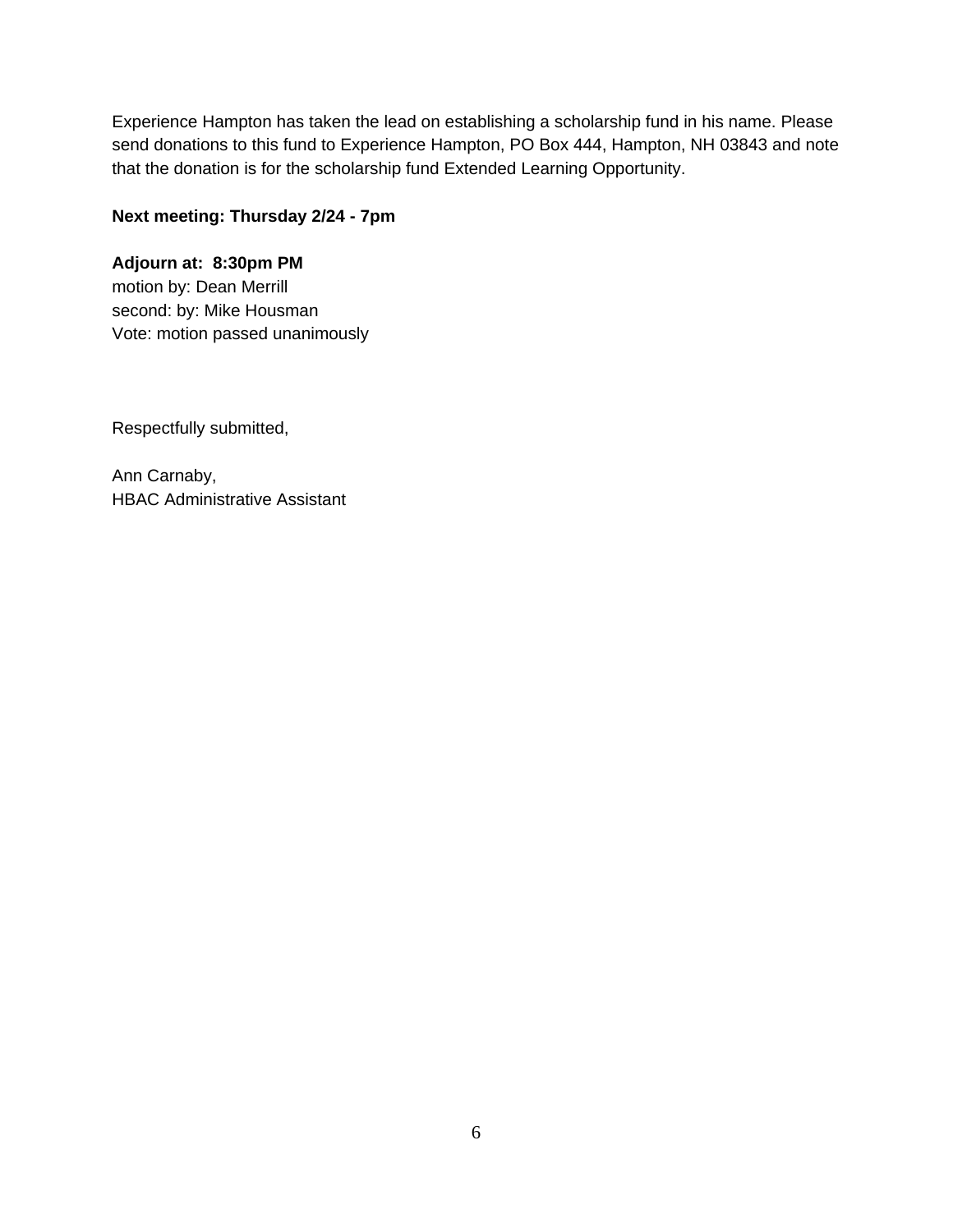Experience Hampton has taken the lead on establishing a scholarship fund in his name. Please send donations to this fund to Experience Hampton, PO Box 444, Hampton, NH 03843 and note that the donation is for the scholarship fund Extended Learning Opportunity.

**Next meeting: Thursday 2/24 - 7pm**

**Adjourn at: 8:30pm PM**
motion by: Dean Merrill
second: by: Mike Housman
Vote: motion passed unanimously

Respectfully submitted,

Ann Carnaby,
HBAC Administrative Assistant